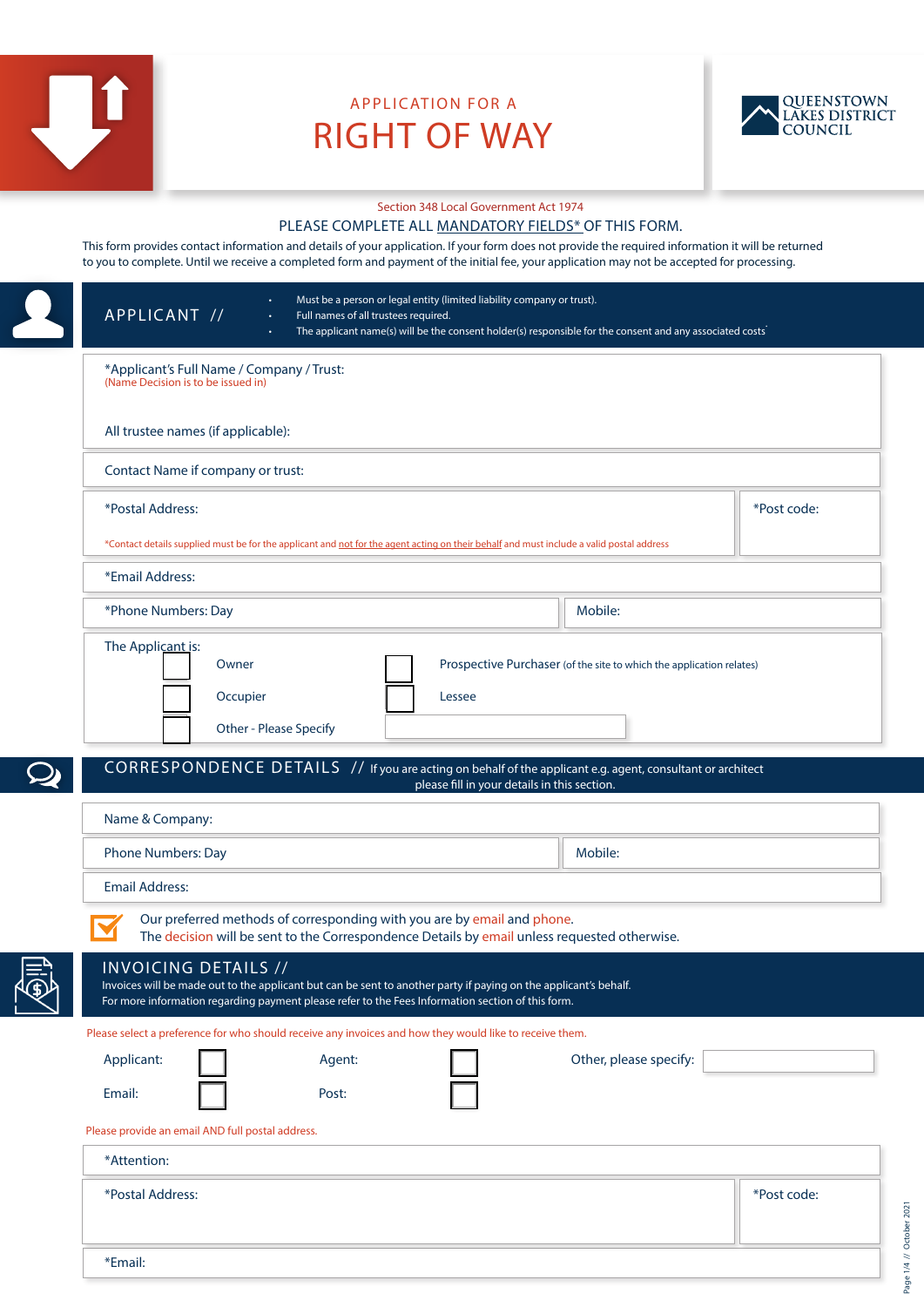# APPLICATION FOR A RIGHT OF WAY

QUEENSTOWN LAKES DISTRICT COUNCIL

Section 348 Local Government Act 1974

PLEASE COMPLETE ALL MANDATORY FIELDS* OF THIS FORM.

This form provides contact information and details of your application. If your form does not provide the required information it will be returned to you to complete. Until we receive a completed form and payment of the initial fee, your application may not be accepted for processing.

## APPLICANT //

- Must be a person or legal entity (limited liability company or trust).
- Full names of all trustees required.
- The applicant name(s) will be the consent holder(s) responsible for the consent and any associated costs

*Applicant's Full Name / Company / Trust:
(Name Decision is to be issued in)

All trustee names (if applicable):

Contact Name if company or trust:

*Postal Address:

*Post code:

*Contact details supplied must be for the applicant and not for the agent acting on their behalf and must include a valid postal address

*Email Address:

*Phone Numbers: Day

Mobile:

The Applicant is:

- ☐ Owner
- ☐ Prospective Purchaser (of the site to which the application relates)
- ☐ Occupier
- ☐ Lessee
- ☐ Other - Please Specify

## CORRESPONDENCE DETAILS // If you are acting on behalf of the applicant e.g. agent, consultant or architect please fill in your details in this section.

Name & Company:

Phone Numbers: Day

Mobile:

Email Address:

Our preferred methods of corresponding with you are by email and phone.
The decision will be sent to the Correspondence Details by email unless requested otherwise.

## INVOICING DETAILS //

Invoices will be made out to the applicant but can be sent to another party if paying on the applicant's behalf.
For more information regarding payment please refer to the Fees Information section of this form.

Please select a preference for who should receive any invoices and how they would like to receive them.

Applicant: ☐ Agent: ☐ Other, please specify:

Email: ☐ Post: ☐

Please provide an email AND full postal address.

*Attention:

*Postal Address:

*Post code:

*Email: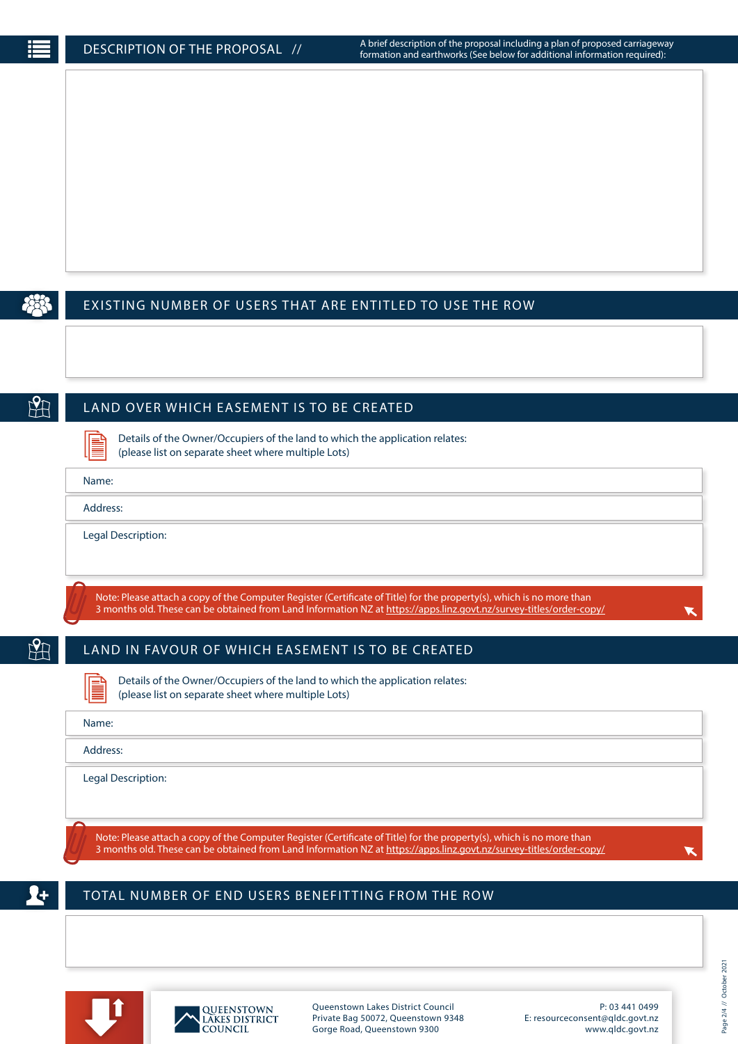## DESCRIPTION OF THE PROPOSAL //

A brief description of the proposal including a plan of proposed carriageway formation and earthworks (See below for additional information required):

## EXISTING NUMBER OF USERS THAT ARE ENTITLED TO USE THE ROW

## LAND OVER WHICH EASEMENT IS TO BE CREATED

Details of the Owner/Occupiers of the land to which the application relates:
(please list on separate sheet where multiple Lots)

Name:

Address:

Legal Description:

Note: Please attach a copy of the Computer Register (Certificate of Title) for the property(s), which is no more than 3 months old. These can be obtained from Land Information NZ at https://apps.linz.govt.nz/survey-titles/order-copy/

## LAND IN FAVOUR OF WHICH EASEMENT IS TO BE CREATED

Details of the Owner/Occupiers of the land to which the application relates:
(please list on separate sheet where multiple Lots)

Name:

Address:

Legal Description:

Note: Please attach a copy of the Computer Register (Certificate of Title) for the property(s), which is no more than 3 months old. These can be obtained from Land Information NZ at https://apps.linz.govt.nz/survey-titles/order-copy/

## TOTAL NUMBER OF END USERS BENEFITTING FROM THE ROW

QUEENSTOWN LAKES DISTRICT COUNCIL

Queenstown Lakes District Council
Private Bag 50072, Queenstown 9348
Gorge Road, Queenstown 9300

P: 03 441 0499
E: resourceconsent@qldc.govt.nz
www.qldc.govt.nz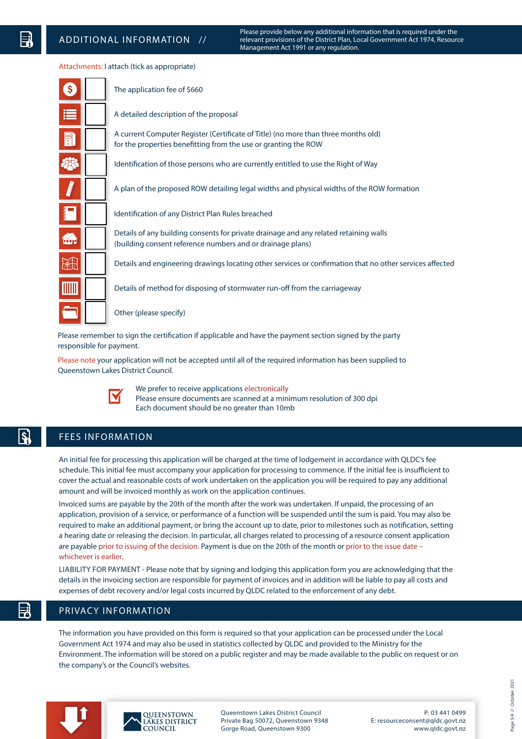## ADDITIONAL INFORMATION //

Please provide below any additional information that is required under the relevant provisions of the District Plan, Local Government Act 1974, Resource Management Act 1991 or any regulation.

Attachments: I attach (tick as appropriate)

- [ ] The application fee of $660
- [ ] A detailed description of the proposal
- [ ] A current Computer Register (Certificate of Title) (no more than three months old) for the properties benefitting from the use or granting the ROW
- [ ] Identification of those persons who are currently entitled to use the Right of Way
- [ ] A plan of the proposed ROW detailing legal widths and physical widths of the ROW formation
- [ ] Identification of any District Plan Rules breached
- [ ] Details of any building consents for private drainage and any related retaining walls (building consent reference numbers and or drainage plans)
- [ ] Details and engineering drawings locating other services or confirmation that no other services affected
- [ ] Details of method for disposing of stormwater run-off from the carriageway
- [ ] Other (please specify)

Please remember to sign the certification if applicable and have the payment section signed by the party responsible for payment.

Please note your application will not be accepted until all of the required information has been supplied to Queenstown Lakes District Council.

We prefer to receive applications electronically
Please ensure documents are scanned at a minimum resolution of 300 dpi
Each document should be no greater than 10mb

## FEES INFORMATION

An initial fee for processing this application will be charged at the time of lodgement in accordance with QLDC's fee schedule. This initial fee must accompany your application for processing to commence. If the initial fee is insufficient to cover the actual and reasonable costs of work undertaken on the application you will be required to pay any additional amount and will be invoiced monthly as work on the application continues.

Invoiced sums are payable by the 20th of the month after the work was undertaken. If unpaid, the processing of an application, provision of a service, or performance of a function will be suspended until the sum is paid. You may also be required to make an additional payment, or bring the account up to date, prior to milestones such as notification, setting a hearing date or releasing the decision. In particular, all charges related to processing of a resource consent application are payable prior to issuing of the decision. Payment is due on the 20th of the month or prior to the issue date – whichever is earlier.

LIABILITY FOR PAYMENT - Please note that by signing and lodging this application form you are acknowledging that the details in the invoicing section are responsible for payment of invoices and in addition will be liable to pay all costs and expenses of debt recovery and/or legal costs incurred by QLDC related to the enforcement of any debt.

## PRIVACY INFORMATION

The information you have provided on this form is required so that your application can be processed under the Local Government Act 1974 and may also be used in statistics collected by QLDC and provided to the Ministry for the Environment. The information will be stored on a public register and may be made available to the public on request or on the company's or the Council's websites.

QUEENSTOWN LAKES DISTRICT COUNCIL

Queenstown Lakes District Council
Private Bag 50072, Queenstown 9348
Gorge Road, Queenstown 9300

P: 03 441 0499
E: resourceconsent@qldc.govt.nz
www.qldc.govt.nz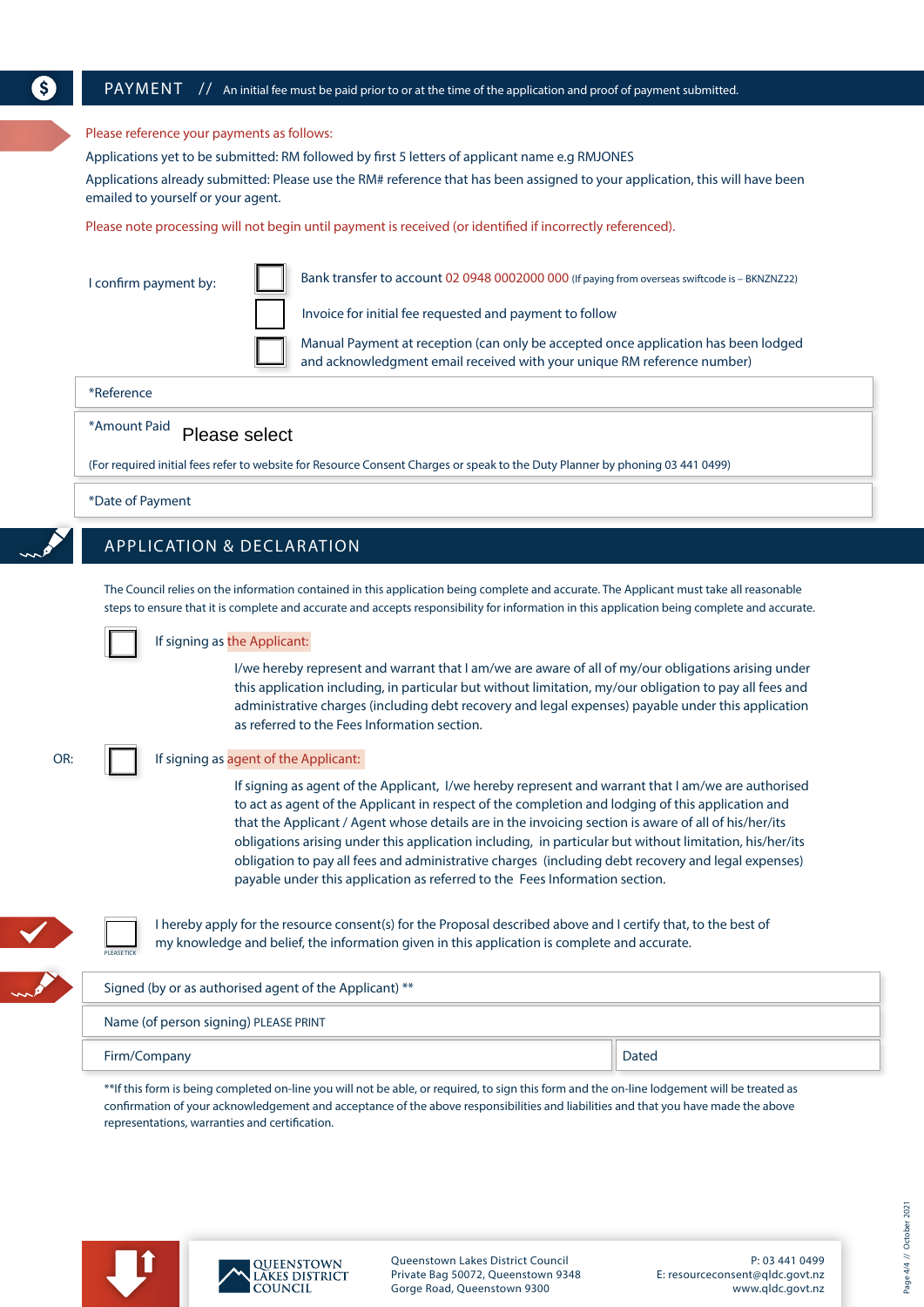## PAYMENT // An initial fee must be paid prior to or at the time of the application and proof of payment submitted.

Please reference your payments as follows:

Applications yet to be submitted: RM followed by first 5 letters of applicant name e.g RMJONES

Applications already submitted: Please use the RM# reference that has been assigned to your application, this will have been emailed to yourself or your agent.

Please note processing will not begin until payment is received (or identified if incorrectly referenced).

I confirm payment by:

- ☐ Bank transfer to account 02 0948 0002000 000 (If paying from overseas swiftcode is – BKNZNZ22)
- ☐ Invoice for initial fee requested and payment to follow
- ☐ Manual Payment at reception (can only be accepted once application has been lodged and acknowledgment email received with your unique RM reference number)

*Reference

*Amount Paid Please select

(For required initial fees refer to website for Resource Consent Charges or speak to the Duty Planner by phoning 03 441 0499)

*Date of Payment

## APPLICATION & DECLARATION

The Council relies on the information contained in this application being complete and accurate. The Applicant must take all reasonable steps to ensure that it is complete and accurate and accepts responsibility for information in this application being complete and accurate.

☐ If signing as the Applicant:

I/we hereby represent and warrant that I am/we are aware of all of my/our obligations arising under this application including, in particular but without limitation, my/our obligation to pay all fees and administrative charges (including debt recovery and legal expenses) payable under this application as referred to the Fees Information section.

OR: ☐ If signing as agent of the Applicant:

If signing as agent of the Applicant, I/we hereby represent and warrant that I am/we are authorised to act as agent of the Applicant in respect of the completion and lodging of this application and that the Applicant / Agent whose details are in the invoicing section is aware of all of his/her/its obligations arising under this application including, in particular but without limitation, his/her/its obligation to pay all fees and administrative charges (including debt recovery and legal expenses) payable under this application as referred to the Fees Information section.

☐ PLEASE TICK — I hereby apply for the resource consent(s) for the Proposal described above and I certify that, to the best of my knowledge and belief, the information given in this application is complete and accurate.

Signed (by or as authorised agent of the Applicant) **

Name (of person signing) PLEASE PRINT

Firm/Company

Dated

**If this form is being completed on-line you will not be able, or required, to sign this form and the on-line lodgement will be treated as confirmation of your acknowledgement and acceptance of the above responsibilities and liabilities and that you have made the above representations, warranties and certification.

QUEENSTOWN LAKES DISTRICT COUNCIL

Queenstown Lakes District Council
Private Bag 50072, Queenstown 9348
Gorge Road, Queenstown 9300

P: 03 441 0499
E: resourceconsent@qldc.govt.nz
www.qldc.govt.nz